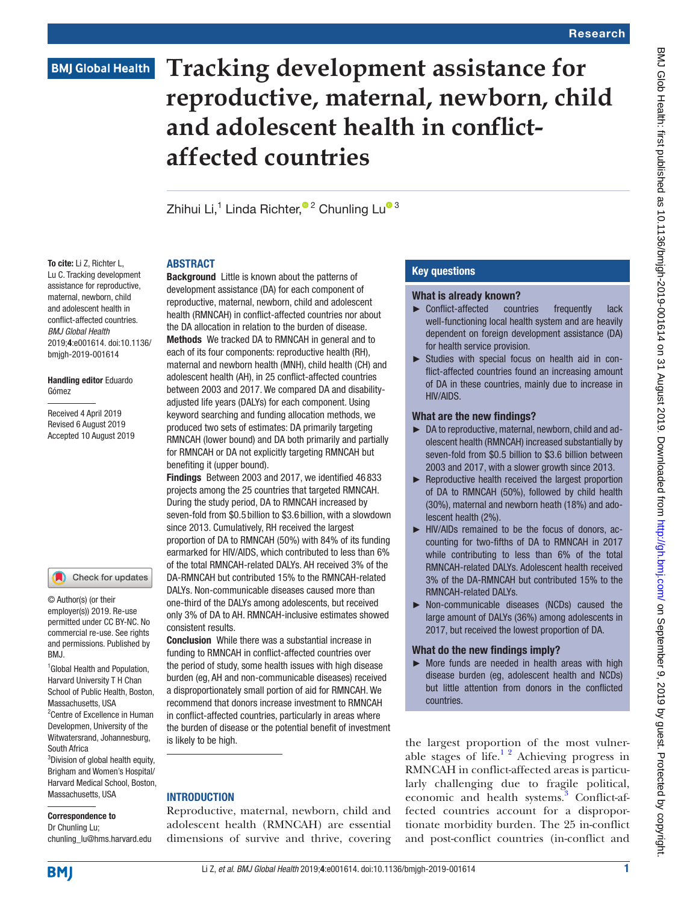# Tracking development assistance for reproductive, maternal, newborn, child and adolescent health in conflict-affected countries

Zhihui Li,[1] Linda Richter,[2] Chunling Lu[3]

**To cite:** Li Z, Richter L, Lu C. Tracking development assistance for reproductive, maternal, newborn, child and adolescent health in conflict-affected countries. *BMJ Global Health* 2019;**4**:e001614. doi:10.1136/bmjgh-2019-001614

**Handling editor** Eduardo Gómez

Received 4 April 2019
Revised 6 August 2019
Accepted 10 August 2019

© Author(s) (or their employer(s)) 2019. Re-use permitted under CC BY-NC. No commercial re-use. See rights and permissions. Published by BMJ.

[1]Global Health and Population, Harvard University T H Chan School of Public Health, Boston, Massachusetts, USA
[2]Centre of Excellence in Human Developmen, University of the Witwatersrand, Johannesburg, South Africa
[3]Division of global health equity, Brigham and Women's Hospital/ Harvard Medical School, Boston, Massachusetts, USA

**Correspondence to**
Dr Chunling Lu;
chunling_lu@hms.harvard.edu

## ABSTRACT

**Background** Little is known about the patterns of development assistance (DA) for each component of reproductive, maternal, newborn, child and adolescent health (RMNCAH) in conflict-affected countries nor about the DA allocation in relation to the burden of disease.

**Methods** We tracked DA to RMNCAH in general and to each of its four components: reproductive health (RH), maternal and newborn health (MNH), child health (CH) and adolescent health (AH), in 25 conflict-affected countries between 2003 and 2017. We compared DA and disability-adjusted life years (DALYs) for each component. Using keyword searching and funding allocation methods, we produced two sets of estimates: DA primarily targeting RMNCAH (lower bound) and DA both primarily and partially for RMNCAH or DA not explicitly targeting RMNCAH but benefiting it (upper bound).

**Findings** Between 2003 and 2017, we identified 46 833 projects among the 25 countries that targeted RMNCAH. During the study period, DA to RMNCAH increased by seven-fold from \$0.5 billion to \$3.6 billion, with a slowdown since 2013. Cumulatively, RH received the largest proportion of DA to RMNCAH (50%) with 84% of its funding earmarked for HIV/AIDS, which contributed to less than 6% of the total RMNCAH-related DALYs. AH received 3% of the DA-RMNCAH but contributed 15% to the RMNCAH-related DALYs. Non-communicable diseases caused more than one-third of the DALYs among adolescents, but received only 3% of DA to AH. RMNCAH-inclusive estimates showed consistent results.

**Conclusion** While there was a substantial increase in funding to RMNCAH in conflict-affected countries over the period of study, some health issues with high disease burden (eg, AH and non-communicable diseases) received a disproportionately small portion of aid for RMNCAH. We recommend that donors increase investment to RMNCAH in conflict-affected countries, particularly in areas where the burden of disease or the potential benefit of investment is likely to be high.

## Key questions

### What is already known?

- Conflict-affected countries frequently lack well-functioning local health system and are heavily dependent on foreign development assistance (DA) for health service provision.
- Studies with special focus on health aid in conflict-affected countries found an increasing amount of DA in these countries, mainly due to increase in HIV/AIDS.

### What are the new findings?

- DA to reproductive, maternal, newborn, child and adolescent health (RMNCAH) increased substantially by seven-fold from \$0.5 billion to \$3.6 billion between 2003 and 2017, with a slower growth since 2013.
- Reproductive health received the largest proportion of DA to RMNCAH (50%), followed by child health (30%), maternal and newborn health (18%) and adolescent health (2%).
- HIV/AIDs remained to be the focus of donors, accounting for two-fifths of DA to RMNCAH in 2017 while contributing to less than 6% of the total RMNCAH-related DALYs. Adolescent health received 3% of the DA-RMNCAH but contributed 15% to the RMNCAH-related DALYs.
- Non-communicable diseases (NCDs) caused the large amount of DALYs (36%) among adolescents in 2017, but received the lowest proportion of DA.

### What do the new findings imply?

- More funds are needed in health areas with high disease burden (eg, adolescent health and NCDs) but little attention from donors in the conflicted countries.

## INTRODUCTION

Reproductive, maternal, newborn, child and adolescent health (RMNCAH) are essential dimensions of survive and thrive, covering the largest proportion of the most vulnerable stages of life.[1,2] Achieving progress in RMNCAH in conflict-affected areas is particularly challenging due to fragile political, economic and health systems.[3] Conflict-affected countries account for a disproportionate morbidity burden. The 25 in-conflict and post-conflict countries (in-conflict and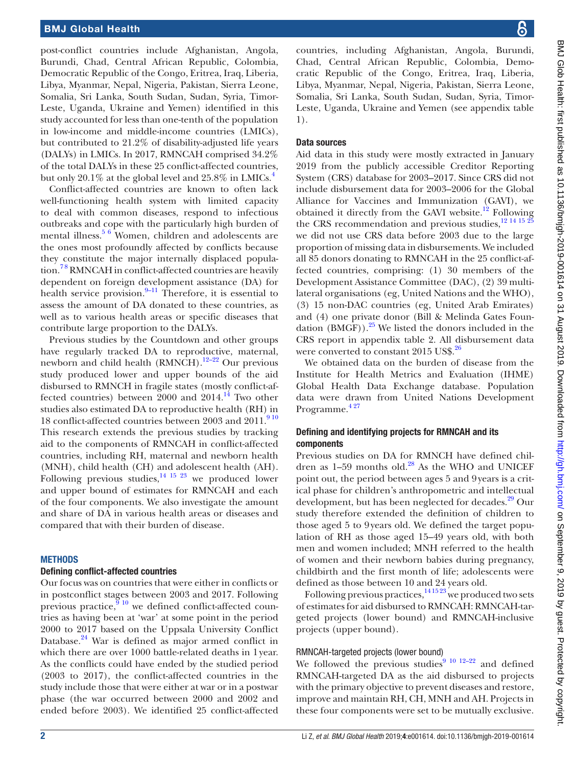post-conflict countries include Afghanistan, Angola, Burundi, Chad, Central African Republic, Colombia, Democratic Republic of the Congo, Eritrea, Iraq, Liberia, Libya, Myanmar, Nepal, Nigeria, Pakistan, Sierra Leone, Somalia, Sri Lanka, South Sudan, Sudan, Syria, Timor-Leste, Uganda, Ukraine and Yemen) identified in this study accounted for less than one-tenth of the population in low-income and middle-income countries (LMICs), but contributed to 21.2% of disability-adjusted life years (DALYs) in LMICs. In 2017, RMNCAH comprised 34.2% of the total DALYs in these 25 conflict-affected countries, but only 20.1% at the global level and 25.8% in LMICs.[4]

Conflict-affected countries are known to often lack well-functioning health system with limited capacity to deal with common diseases, respond to infectious outbreaks and cope with the particularly high burden of mental illness.[5 6] Women, children and adolescents are the ones most profoundly affected by conflicts because they constitute the major internally displaced population.[7 8] RMNCAH in conflict-affected countries are heavily dependent on foreign development assistance (DA) for health service provision.[9–11] Therefore, it is essential to assess the amount of DA donated to these countries, as well as to various health areas or specific diseases that contribute large proportion to the DALYs.

Previous studies by the Countdown and other groups have regularly tracked DA to reproductive, maternal, newborn and child health (RMNCH).[12–22] Our previous study produced lower and upper bounds of the aid disbursed to RMNCH in fragile states (mostly conflict-affected countries) between 2000 and 2014.[14] Two other studies also estimated DA to reproductive health (RH) in 18 conflict-affected countries between 2003 and 2011.[9 10] This research extends the previous studies by tracking aid to the components of RMNCAH in conflict-affected countries, including RH, maternal and newborn health (MNH), child health (CH) and adolescent health (AH). Following previous studies,[14 15 23] we produced lower and upper bound of estimates for RMNCAH and each of the four components. We also investigate the amount and share of DA in various health areas or diseases and compared that with their burden of disease.

## METHODS

### Defining conflict-affected countries

Our focus was on countries that were either in conflicts or in postconflict stages between 2003 and 2017. Following previous practice,[9 10] we defined conflict-affected countries as having been at 'war' at some point in the period 2000 to 2017 based on the Uppsala University Conflict Database.[24] War is defined as major armed conflict in which there are over 1000 battle-related deaths in 1 year. As the conflicts could have ended by the studied period (2003 to 2017), the conflict-affected countries in the study include those that were either at war or in a postwar phase (the war occurred between 2000 and 2002 and ended before 2003). We identified 25 conflict-affected countries, including Afghanistan, Angola, Burundi, Chad, Central African Republic, Colombia, Democratic Republic of the Congo, Eritrea, Iraq, Liberia, Libya, Myanmar, Nepal, Nigeria, Pakistan, Sierra Leone, Somalia, Sri Lanka, South Sudan, Sudan, Syria, Timor-Leste, Uganda, Ukraine and Yemen (see appendix table 1).

### Data sources

Aid data in this study were mostly extracted in January 2019 from the publicly accessible Creditor Reporting System (CRS) database for 2003–2017. Since CRS did not include disbursement data for 2003–2006 for the Global Alliance for Vaccines and Immunization (GAVI), we obtained it directly from the GAVI website.[12] Following the CRS recommendation and previous studies,[12 14 15 25] we did not use CRS data before 2003 due to the large proportion of missing data in disbursements. We included all 85 donors donating to RMNCAH in the 25 conflict-affected countries, comprising: (1) 30 members of the Development Assistance Committee (DAC), (2) 39 multilateral organisations (eg, United Nations and the WHO), (3) 15 non-DAC countries (eg, United Arab Emirates) and (4) one private donor (Bill & Melinda Gates Foundation (BMGF)).[25] We listed the donors included in the CRS report in appendix table 2. All disbursement data were converted to constant 2015 US$.[26]

We obtained data on the burden of disease from the Institute for Health Metrics and Evaluation (IHME) Global Health Data Exchange database. Population data were drawn from United Nations Development Programme.[4 27]

### Defining and identifying projects for RMNCAH and its components

Previous studies on DA for RMNCH have defined children as 1–59 months old.[28] As the WHO and UNICEF point out, the period between ages 5 and 9 years is a critical phase for children's anthropometric and intellectual development, but has been neglected for decades.[29] Our study therefore extended the definition of children to those aged 5 to 9 years old. We defined the target population of RH as those aged 15–49 years old, with both men and women included; MNH referred to the health of women and their newborn babies during pregnancy, childbirth and the first month of life; adolescents were defined as those between 10 and 24 years old.

Following previous practices,[14 15 23] we produced two sets of estimates for aid disbursed to RMNCAH: RMNCAH-targeted projects (lower bound) and RMNCAH-inclusive projects (upper bound).

#### RMNCAH-targeted projects (lower bound)

We followed the previous studies[9 10 12–22] and defined RMNCAH-targeted DA as the aid disbursed to projects with the primary objective to prevent diseases and restore, improve and maintain RH, CH, MNH and AH. Projects in these four components were set to be mutually exclusive.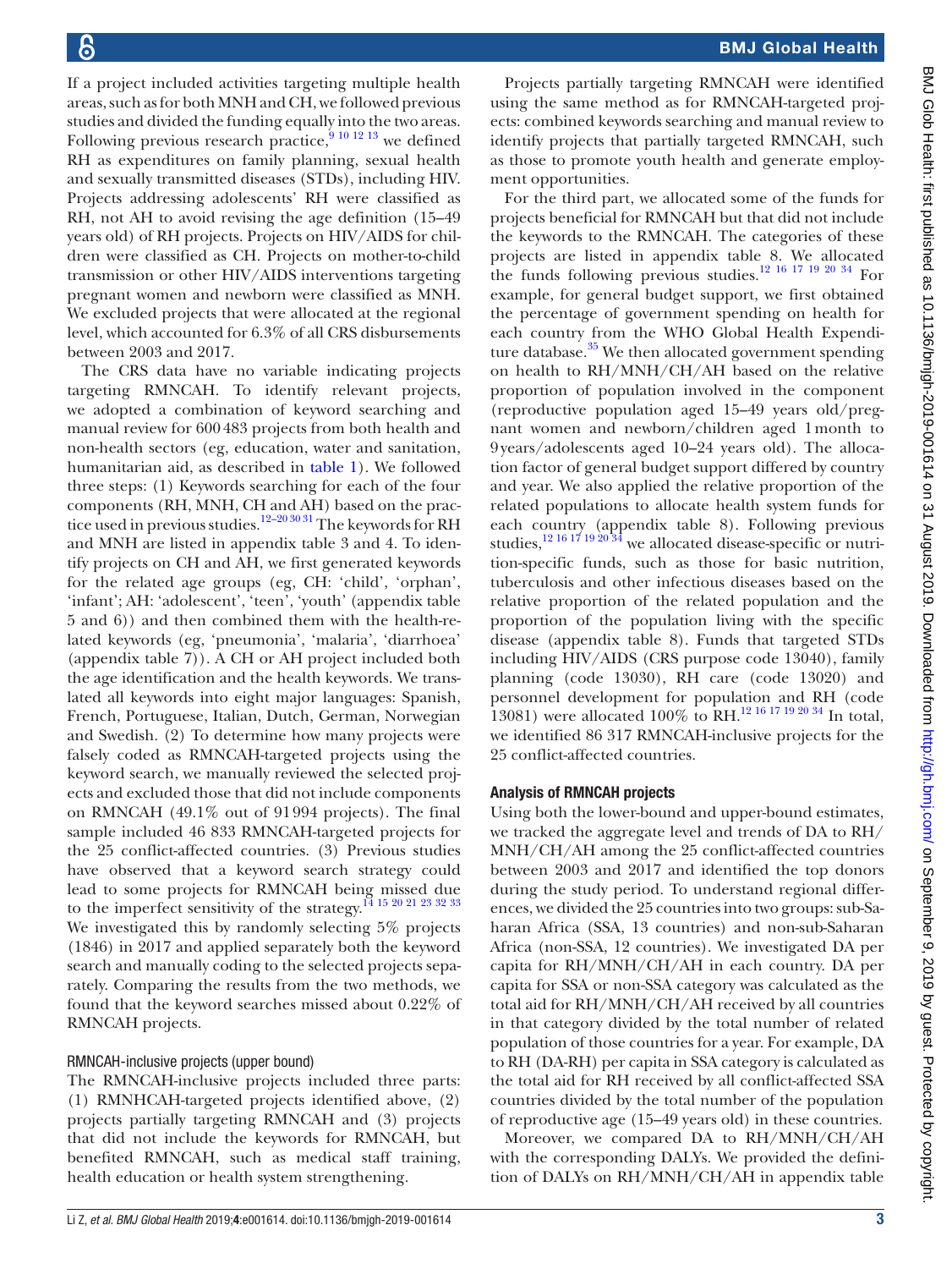If a project included activities targeting multiple health areas, such as for both MNH and CH, we followed previous studies and divided the funding equally into the two areas. Following previous research practice,[9 10 12 13] we defined RH as expenditures on family planning, sexual health and sexually transmitted diseases (STDs), including HIV. Projects addressing adolescents' RH were classified as RH, not AH to avoid revising the age definition (15–49 years old) of RH projects. Projects on HIV/AIDS for children were classified as CH. Projects on mother-to-child transmission or other HIV/AIDS interventions targeting pregnant women and newborn were classified as MNH. We excluded projects that were allocated at the regional level, which accounted for 6.3% of all CRS disbursements between 2003 and 2017.

The CRS data have no variable indicating projects targeting RMNCAH. To identify relevant projects, we adopted a combination of keyword searching and manual review for 600 483 projects from both health and non-health sectors (eg, education, water and sanitation, humanitarian aid, as described in table 1). We followed three steps: (1) Keywords searching for each of the four components (RH, MNH, CH and AH) based on the practice used in previous studies.[12–20 30 31] The keywords for RH and MNH are listed in appendix table 3 and 4. To identify projects on CH and AH, we first generated keywords for the related age groups (eg, CH: 'child', 'orphan', 'infant'; AH: 'adolescent', 'teen', 'youth' (appendix table 5 and 6)) and then combined them with the health-related keywords (eg, 'pneumonia', 'malaria', 'diarrhoea' (appendix table 7)). A CH or AH project included both the age identification and the health keywords. We translated all keywords into eight major languages: Spanish, French, Portuguese, Italian, Dutch, German, Norwegian and Swedish. (2) To determine how many projects were falsely coded as RMNCAH-targeted projects using the keyword search, we manually reviewed the selected projects and excluded those that did not include components on RMNCAH (49.1% out of 91 994 projects). The final sample included 46 833 RMNCAH-targeted projects for the 25 conflict-affected countries. (3) Previous studies have observed that a keyword search strategy could lead to some projects for RMNCAH being missed due to the imperfect sensitivity of the strategy.[14 15 20 21 23 32 33] We investigated this by randomly selecting 5% projects (1846) in 2017 and applied separately both the keyword search and manually coding to the selected projects separately. Comparing the results from the two methods, we found that the keyword searches missed about 0.22% of RMNCAH projects.

### RMNCAH-inclusive projects (upper bound)

The RMNCAH-inclusive projects included three parts: (1) RMNHCAH-targeted projects identified above, (2) projects partially targeting RMNCAH and (3) projects that did not include the keywords for RMNCAH, but benefited RMNCAH, such as medical staff training, health education or health system strengthening.

Projects partially targeting RMNCAH were identified using the same method as for RMNCAH-targeted projects: combined keywords searching and manual review to identify projects that partially targeted RMNCAH, such as those to promote youth health and generate employment opportunities.

For the third part, we allocated some of the funds for projects beneficial for RMNCAH but that did not include the keywords to the RMNCAH. The categories of these projects are listed in appendix table 8. We allocated the funds following previous studies.[12 16 17 19 20 34] For example, for general budget support, we first obtained the percentage of government spending on health for each country from the WHO Global Health Expenditure database.[35] We then allocated government spending on health to RH/MNH/CH/AH based on the relative proportion of population involved in the component (reproductive population aged 15–49 years old/pregnant women and newborn/children aged 1 month to 9 years/adolescents aged 10–24 years old). The allocation factor of general budget support differed by country and year. We also applied the relative proportion of the related populations to allocate health system funds for each country (appendix table 8). Following previous studies,[12 16 17 19 20 34] we allocated disease-specific or nutrition-specific funds, such as those for basic nutrition, tuberculosis and other infectious diseases based on the relative proportion of the related population and the proportion of the population living with the specific disease (appendix table 8). Funds that targeted STDs including HIV/AIDS (CRS purpose code 13040), family planning (code 13030), RH care (code 13020) and personnel development for population and RH (code 13081) were allocated 100% to RH.[12 16 17 19 20 34] In total, we identified 86 317 RMNCAH-inclusive projects for the 25 conflict-affected countries.

## Analysis of RMNCAH projects

Using both the lower-bound and upper-bound estimates, we tracked the aggregate level and trends of DA to RH/MNH/CH/AH among the 25 conflict-affected countries between 2003 and 2017 and identified the top donors during the study period. To understand regional differences, we divided the 25 countries into two groups: sub-Saharan Africa (SSA, 13 countries) and non-sub-Saharan Africa (non-SSA, 12 countries). We investigated DA per capita for RH/MNH/CH/AH in each country. DA per capita for SSA or non-SSA category was calculated as the total aid for RH/MNH/CH/AH received by all countries in that category divided by the total number of related population of those countries for a year. For example, DA to RH (DA-RH) per capita in SSA category is calculated as the total aid for RH received by all conflict-affected SSA countries divided by the total number of the population of reproductive age (15–49 years old) in these countries.

Moreover, we compared DA to RH/MNH/CH/AH with the corresponding DALYs. We provided the definition of DALYs on RH/MNH/CH/AH in appendix table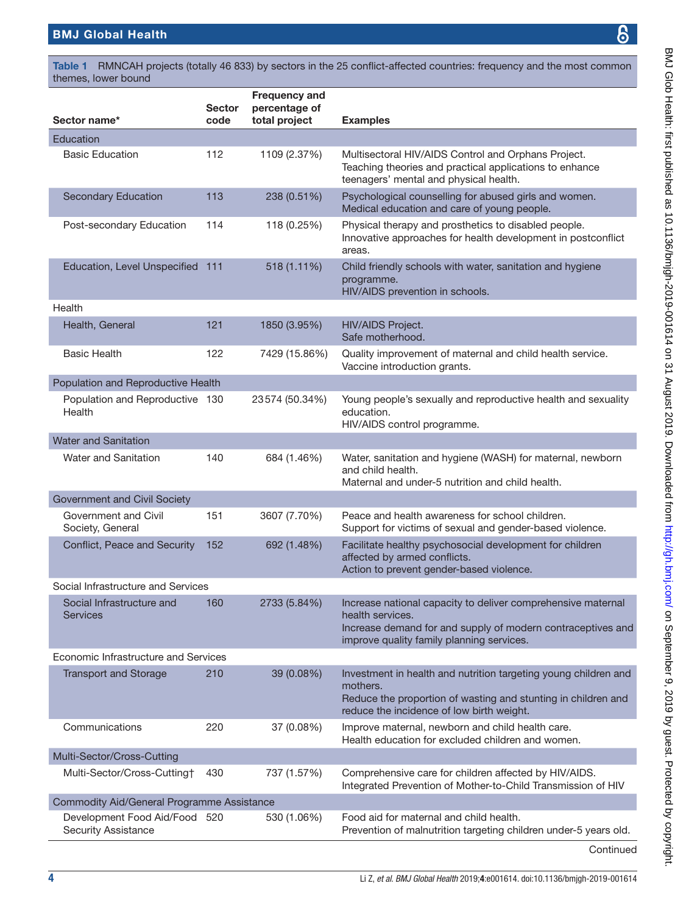**Table 1** RMNCAH projects (totally 46 833) by sectors in the 25 conflict-affected countries: frequency and the most common themes, lower bound

| Sector name* | Sector code | Frequency and percentage of total project | Examples |
|---|---|---|---|
| Education | | | |
| Basic Education | 112 | 1109 (2.37%) | Multisectoral HIV/AIDS Control and Orphans Project.<br>Teaching theories and practical applications to enhance teenagers' mental and physical health. |
| Secondary Education | 113 | 238 (0.51%) | Psychological counselling for abused girls and women.<br>Medical education and care of young people. |
| Post-secondary Education | 114 | 118 (0.25%) | Physical therapy and prosthetics to disabled people.<br>Innovative approaches for health development in postconflict areas. |
| Education, Level Unspecified | 111 | 518 (1.11%) | Child friendly schools with water, sanitation and hygiene programme.<br>HIV/AIDS prevention in schools. |
| Health | | | |
| Health, General | 121 | 1850 (3.95%) | HIV/AIDS Project.<br>Safe motherhood. |
| Basic Health | 122 | 7429 (15.86%) | Quality improvement of maternal and child health service.<br>Vaccine introduction grants. |
| Population and Reproductive Health | | | |
| Population and Reproductive Health | 130 | 23 574 (50.34%) | Young people's sexually and reproductive health and sexuality education.<br>HIV/AIDS control programme. |
| Water and Sanitation | | | |
| Water and Sanitation | 140 | 684 (1.46%) | Water, sanitation and hygiene (WASH) for maternal, newborn and child health.<br>Maternal and under-5 nutrition and child health. |
| Government and Civil Society | | | |
| Government and Civil Society, General | 151 | 3607 (7.70%) | Peace and health awareness for school children.<br>Support for victims of sexual and gender-based violence. |
| Conflict, Peace and Security | 152 | 692 (1.48%) | Facilitate healthy psychosocial development for children affected by armed conflicts.<br>Action to prevent gender-based violence. |
| Social Infrastructure and Services | | | |
| Social Infrastructure and Services | 160 | 2733 (5.84%) | Increase national capacity to deliver comprehensive maternal health services.<br>Increase demand for and supply of modern contraceptives and improve quality family planning services. |
| Economic Infrastructure and Services | | | |
| Transport and Storage | 210 | 39 (0.08%) | Investment in health and nutrition targeting young children and mothers.<br>Reduce the proportion of wasting and stunting in children and reduce the incidence of low birth weight. |
| Communications | 220 | 37 (0.08%) | Improve maternal, newborn and child health care.<br>Health education for excluded children and women. |
| Multi-Sector/Cross-Cutting | | | |
| Multi-Sector/Cross-Cutting† | 430 | 737 (1.57%) | Comprehensive care for children affected by HIV/AIDS.<br>Integrated Prevention of Mother-to-Child Transmission of HIV |
| Commodity Aid/General Programme Assistance | | | |
| Development Food Aid/Food Security Assistance | 520 | 530 (1.06%) | Food aid for maternal and child health.<br>Prevention of malnutrition targeting children under-5 years old. |

Continued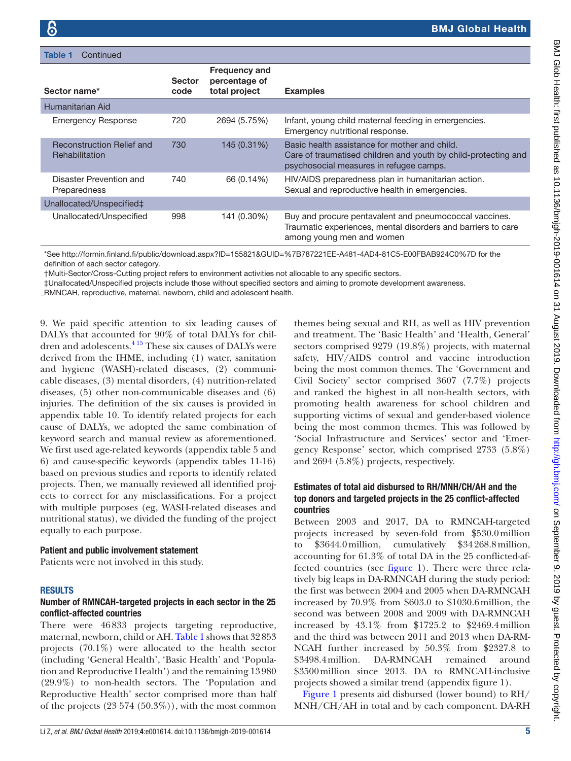Table 1 Continued

| Sector name* | Sector code | Frequency and percentage of total project | Examples |
|---|---|---|---|
| Humanitarian Aid | | | |
| Emergency Response | 720 | 2694 (5.75%) | Infant, young child maternal feeding in emergencies. Emergency nutritional response. |
| Reconstruction Relief and Rehabilitation | 730 | 145 (0.31%) | Basic health assistance for mother and child. Care of traumatised children and youth by child-protecting and psychosocial measures in refugee camps. |
| Disaster Prevention and Preparedness | 740 | 66 (0.14%) | HIV/AIDS preparedness plan in humanitarian action. Sexual and reproductive health in emergencies. |
| Unallocated/Unspecified‡ | | | |
| Unallocated/Unspecified | 998 | 141 (0.30%) | Buy and procure pentavalent and pneumococcal vaccines. Traumatic experiences, mental disorders and barriers to care among young men and women |

*See http://formin.finland.fi/public/download.aspx?ID=155821&GUID=%7B787221EE-A481-4AD4-81C5-E00FBAB924C0%7D for the definition of each sector category.

†Multi-Sector/Cross-Cutting project refers to environment activities not allocable to any specific sectors.

‡Unallocated/Unspecified projects include those without specified sectors and aiming to promote development awareness.

RMNCAH, reproductive, maternal, newborn, child and adolescent health.

9. We paid specific attention to six leading causes of DALYs that accounted for 90% of total DALYs for children and adolescents.[4 15] These six causes of DALYs were derived from the IHME, including (1) water, sanitation and hygiene (WASH)-related diseases, (2) communicable diseases, (3) mental disorders, (4) nutrition-related diseases, (5) other non-communicable diseases and (6) injuries. The definition of the six causes is provided in appendix table 10. To identify related projects for each cause of DALYs, we adopted the same combination of keyword search and manual review as aforementioned. We first used age-related keywords (appendix table 5 and 6) and cause-specific keywords (appendix tables 11-16) based on previous studies and reports to identify related projects. Then, we manually reviewed all identified projects to correct for any misclassifications. For a project with multiple purposes (eg, WASH-related diseases and nutritional status), we divided the funding of the project equally to each purpose.

### Patient and public involvement statement

Patients were not involved in this study.

## RESULTS

### Number of RMNCAH-targeted projects in each sector in the 25 conflict-affected countries

There were 46833 projects targeting reproductive, maternal, newborn, child or AH. Table 1 shows that 32853 projects (70.1%) were allocated to the health sector (including 'General Health', 'Basic Health' and 'Population and Reproductive Health') and the remaining 13980 (29.9%) to non-health sectors. The 'Population and Reproductive Health' sector comprised more than half of the projects (23 574 (50.3%)), with the most common themes being sexual and RH, as well as HIV prevention and treatment. The 'Basic Health' and 'Health, General' sectors comprised 9279 (19.8%) projects, with maternal safety, HIV/AIDS control and vaccine introduction being the most common themes. The 'Government and Civil Society' sector comprised 3607 (7.7%) projects and ranked the highest in all non-health sectors, with promoting health awareness for school children and supporting victims of sexual and gender-based violence being the most common themes. This was followed by 'Social Infrastructure and Services' sector and 'Emergency Response' sector, which comprised 2733 (5.8%) and 2694 (5.8%) projects, respectively.

### Estimates of total aid disbursed to RH/MNH/CH/AH and the top donors and targeted projects in the 25 conflict-affected countries

Between 2003 and 2017, DA to RMNCAH-targeted projects increased by seven-fold from \$530.0 million to \$3644.0 million, cumulatively \$34268.8 million, accounting for 61.3% of total DA in the 25 conflicted-affected countries (see figure 1). There were three relatively big leaps in DA-RMNCAH during the study period: the first was between 2004 and 2005 when DA-RMNCAH increased by 70.9% from \$603.0 to \$1030.6 million, the second was between 2008 and 2009 with DA-RMNCAH increased by 43.1% from \$1725.2 to \$2469.4 million and the third was between 2011 and 2013 when DA-RMNCAH further increased by 50.3% from \$2327.8 to \$3498.4 million. DA-RMNCAH remained around \$3500 million since 2013. DA to RMNCAH-inclusive projects showed a similar trend (appendix figure 1).

Figure 1 presents aid disbursed (lower bound) to RH/MNH/CH/AH in total and by each component. DA-RH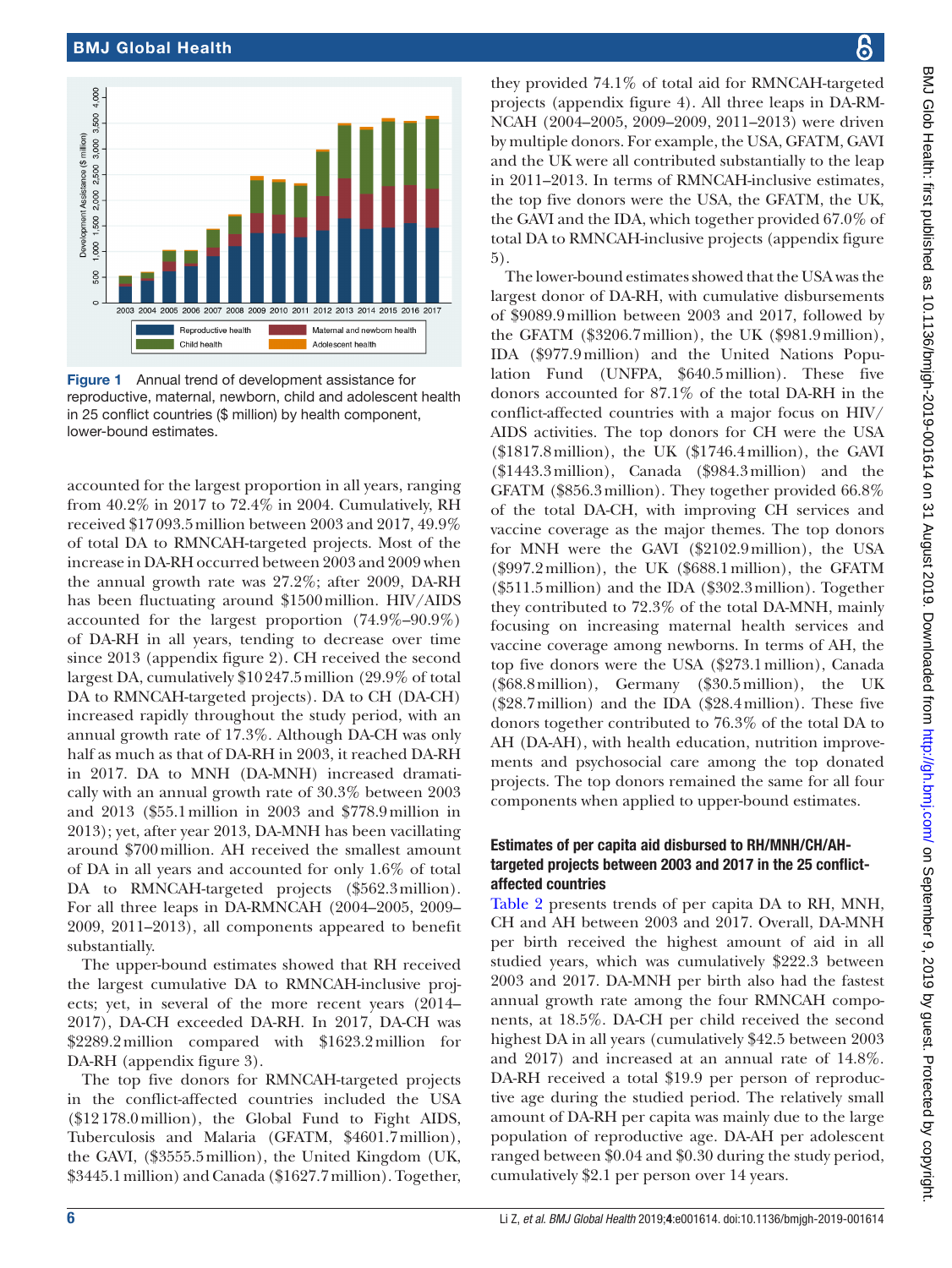Figure 1 Annual trend of development assistance for reproductive, maternal, newborn, child and adolescent health in 25 conflict countries ($ million) by health component, lower-bound estimates.

accounted for the largest proportion in all years, ranging from 40.2% in 2017 to 72.4% in 2004. Cumulatively, RH received $17 093.5 million between 2003 and 2017, 49.9% of total DA to RMNCAH-targeted projects. Most of the increase in DA-RH occurred between 2003 and 2009 when the annual growth rate was 27.2%; after 2009, DA-RH has been fluctuating around $1500 million. HIV/AIDS accounted for the largest proportion (74.9%–90.9%) of DA-RH in all years, tending to decrease over time since 2013 (appendix figure 2). CH received the second largest DA, cumulatively $10 247.5 million (29.9% of total DA to RMNCAH-targeted projects). DA to CH (DA-CH) increased rapidly throughout the study period, with an annual growth rate of 17.3%. Although DA-CH was only half as much as that of DA-RH in 2003, it reached DA-RH in 2017. DA to MNH (DA-MNH) increased dramatically with an annual growth rate of 30.3% between 2003 and 2013 ($55.1 million in 2003 and $778.9 million in 2013); yet, after year 2013, DA-MNH has been vacillating around $700 million. AH received the smallest amount of DA in all years and accounted for only 1.6% of total DA to RMNCAH-targeted projects ($562.3 million). For all three leaps in DA-RMNCAH (2004–2005, 2009–2009, 2011–2013), all components appeared to benefit substantially.

The upper-bound estimates showed that RH received the largest cumulative DA to RMNCAH-inclusive projects; yet, in several of the more recent years (2014–2017), DA-CH exceeded DA-RH. In 2017, DA-CH was $2289.2 million compared with $1623.2 million for DA-RH (appendix figure 3).

The top five donors for RMNCAH-targeted projects in the conflict-affected countries included the USA ($12 178.0 million), the Global Fund to Fight AIDS, Tuberculosis and Malaria (GFATM, $4601.7 million), the GAVI, ($3555.5 million), the United Kingdom (UK, $3445.1 million) and Canada ($1627.7 million). Together, they provided 74.1% of total aid for RMNCAH-targeted projects (appendix figure 4). All three leaps in DA-RMNCAH (2004–2005, 2009–2009, 2011–2013) were driven by multiple donors. For example, the USA, GFATM, GAVI and the UK were all contributed substantially to the leap in 2011–2013. In terms of RMNCAH-inclusive estimates, the top five donors were the USA, the GFATM, the UK, the GAVI and the IDA, which together provided 67.0% of total DA to RMNCAH-inclusive projects (appendix figure 5).

The lower-bound estimates showed that the USA was the largest donor of DA-RH, with cumulative disbursements of $9089.9 million between 2003 and 2017, followed by the GFATM ($3206.7 million), the UK ($981.9 million), IDA ($977.9 million) and the United Nations Population Fund (UNFPA, $640.5 million). These five donors accounted for 87.1% of the total DA-RH in the conflict-affected countries with a major focus on HIV/AIDS activities. The top donors for CH were the USA ($1817.8 million), the UK ($1746.4 million), the GAVI ($1443.3 million), Canada ($984.3 million) and the GFATM ($856.3 million). They together provided 66.8% of the total DA-CH, with improving CH services and vaccine coverage as the major themes. The top donors for MNH were the GAVI ($2102.9 million), the USA ($997.2 million), the UK ($688.1 million), the GFATM ($511.5 million) and the IDA ($302.3 million). Together they contributed to 72.3% of the total DA-MNH, mainly focusing on increasing maternal health services and vaccine coverage among newborns. In terms of AH, the top five donors were the USA ($273.1 million), Canada ($68.8 million), Germany ($30.5 million), the UK ($28.7 million) and the IDA ($28.4 million). These five donors together contributed to 76.3% of the total DA to AH (DA-AH), with health education, nutrition improvements and psychosocial care among the top donated projects. The top donors remained the same for all four components when applied to upper-bound estimates.

### Estimates of per capita aid disbursed to RH/MNH/CH/AH-targeted projects between 2003 and 2017 in the 25 conflict-affected countries

Table 2 presents trends of per capita DA to RH, MNH, CH and AH between 2003 and 2017. Overall, DA-MNH per birth received the highest amount of aid in all studied years, which was cumulatively $222.3 between 2003 and 2017. DA-MNH per birth also had the fastest annual growth rate among the four RMNCAH components, at 18.5%. DA-CH per child received the second highest DA in all years (cumulatively $42.5 between 2003 and 2017) and increased at an annual rate of 14.8%. DA-RH received a total $19.9 per person of reproductive age during the studied period. The relatively small amount of DA-RH per capita was mainly due to the large population of reproductive age. DA-AH per adolescent ranged between $0.04 and $0.30 during the study period, cumulatively $2.1 per person over 14 years.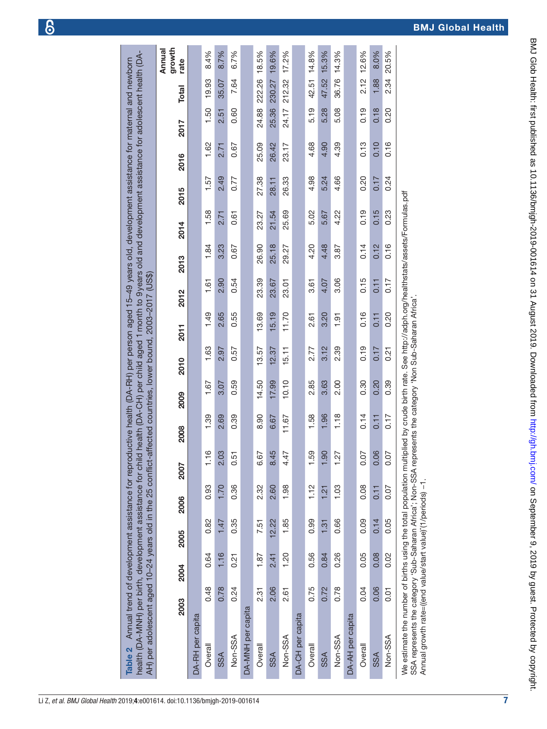**Table 2** Annual trend of development assistance for reproductive health (DA-RH) per person aged 15–49 years old, development assistance for maternal and newborn health (DA-MNH) per birth, development assistance for child health (DA-CH) per child aged 1 month to 9 years old and development assistance for adolescent health (DA-AH) per adolescent aged 10–24 years old in the 25 conflict-affected countries, lower bound, 2003–2017 (US$)

| | 2003 | 2004 | 2005 | 2006 | 2007 | 2008 | 2009 | 2010 | 2011 | 2012 | 2013 | 2014 | 2015 | 2016 | 2017 | Total | Annual growth rate |
|---|---|---|---|---|---|---|---|---|---|---|---|---|---|---|---|---|---|
| DA-RH per capita | | | | | | | | | | | | | | | | | |
| Overall | 0.48 | 0.64 | 0.82 | 0.93 | 1.16 | 1.39 | 1.67 | 1.63 | 1.49 | 1.61 | 1.84 | 1.58 | 1.57 | 1.62 | 1.50 | 19.93 | 8.4% |
| SSA | 0.78 | 1.16 | 1.47 | 1.70 | 2.03 | 2.69 | 3.07 | 2.97 | 2.65 | 2.90 | 3.23 | 2.71 | 2.49 | 2.71 | 2.51 | 35.07 | 8.7% |
| Non-SSA | 0.24 | 0.21 | 0.35 | 0.36 | 0.51 | 0.39 | 0.59 | 0.57 | 0.55 | 0.54 | 0.67 | 0.61 | 0.77 | 0.67 | 0.60 | 7.64 | 6.7% |
| DA-MNH per capita | | | | | | | | | | | | | | | | | |
| Overall | 2.31 | 1.87 | 7.51 | 2.32 | 6.67 | 8.90 | 14.50 | 13.57 | 13.69 | 23.39 | 26.90 | 23.27 | 27.38 | 25.09 | 24.88 | 222.26 | 18.5% |
| SSA | 2.06 | 2.41 | 12.22 | 2.60 | 8.45 | 6.67 | 17.99 | 12.37 | 15.19 | 23.67 | 25.18 | 21.54 | 28.11 | 26.42 | 25.36 | 230.27 | 19.6% |
| Non-SSA | 2.61 | 1.20 | 1.85 | 1.98 | 4.47 | 11.67 | 10.10 | 15.11 | 11.70 | 23.01 | 29.27 | 25.69 | 26.33 | 23.17 | 24.17 | 212.32 | 17.2% |
| DA-CH per capita | | | | | | | | | | | | | | | | | |
| Overall | 0.75 | 0.56 | 0.99 | 1.12 | 1.59 | 1.58 | 2.85 | 2.77 | 2.61 | 3.61 | 4.20 | 5.02 | 4.98 | 4.68 | 5.19 | 42.51 | 14.8% |
| SSA | 0.72 | 0.84 | 1.31 | 1.21 | 1.90 | 1.96 | 3.63 | 3.12 | 3.20 | 4.07 | 4.48 | 5.67 | 5.24 | 4.90 | 5.28 | 47.52 | 15.3% |
| Non-SSA | 0.78 | 0.26 | 0.66 | 1.03 | 1.27 | 1.18 | 2.00 | 2.39 | 1.91 | 3.06 | 3.87 | 4.22 | 4.66 | 4.39 | 5.08 | 36.76 | 14.3% |
| DA-AH per capita | | | | | | | | | | | | | | | | | |
| Overall | 0.04 | 0.05 | 0.09 | 0.08 | 0.07 | 0.14 | 0.30 | 0.19 | 0.16 | 0.15 | 0.14 | 0.19 | 0.20 | 0.13 | 0.19 | 2.12 | 12.6% |
| SSA | 0.06 | 0.08 | 0.14 | 0.11 | 0.06 | 0.11 | 0.20 | 0.17 | 0.11 | 0.11 | 0.12 | 0.15 | 0.17 | 0.10 | 0.18 | 1.88 | 8.0% |
| Non-SSA | 0.01 | 0.02 | 0.05 | 0.07 | 0.07 | 0.17 | 0.39 | 0.21 | 0.20 | 0.17 | 0.16 | 0.23 | 0.24 | 0.16 | 0.20 | 2.34 | 20.5% |

We estimate the number of births using the total population multiplied by crude birth rate. See http://adph.org/healthstats/assets/Formulas.pdf

SSA represents the category 'Sub-Saharan Africa'; Non-SSA represents the category 'Non Sub-Saharan Africa'.

Annual growth rate=((end value/start value)^(1/periods) −1.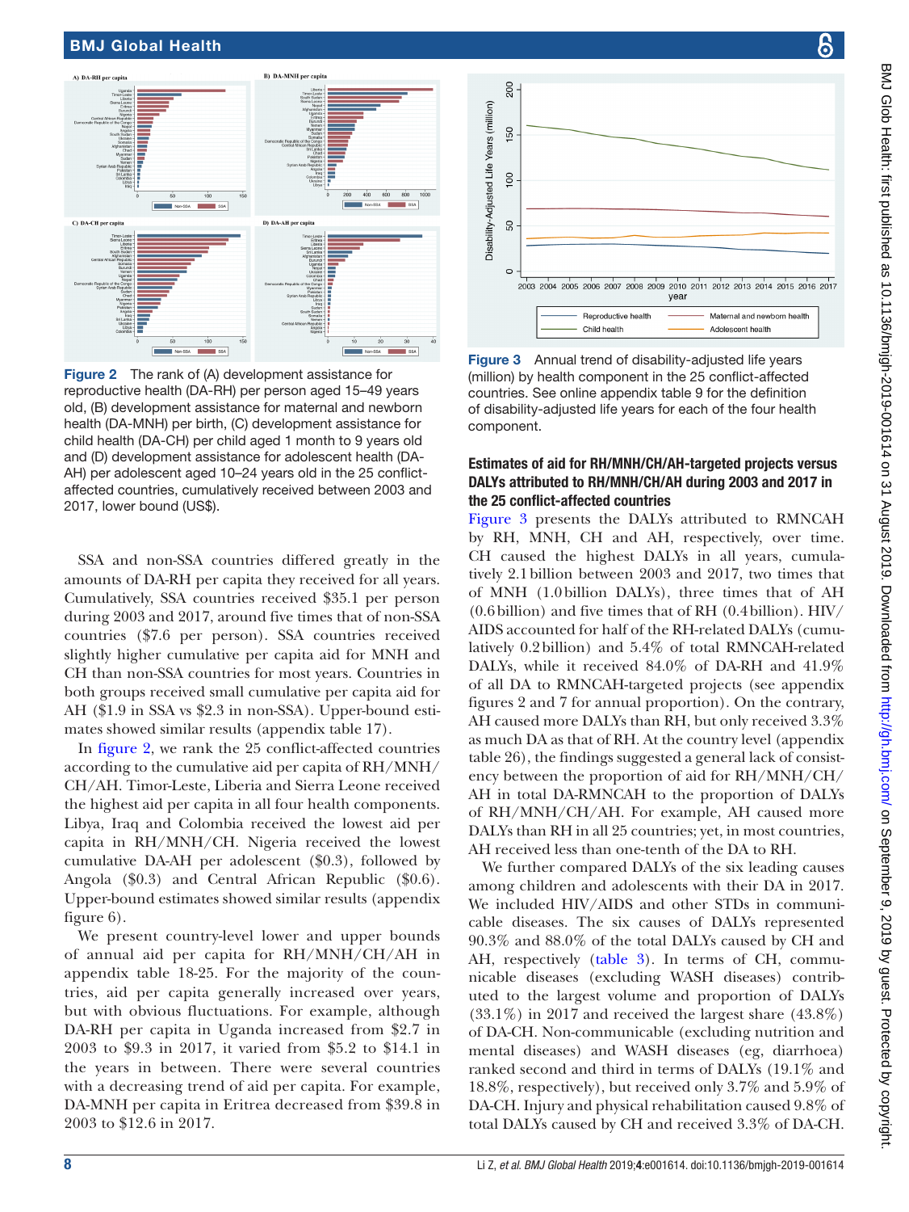Figure 2 The rank of (A) development assistance for reproductive health (DA-RH) per person aged 15–49 years old, (B) development assistance for maternal and newborn health (DA-MNH) per birth, (C) development assistance for child health (DA-CH) per child aged 1 month to 9 years old and (D) development assistance for adolescent health (DA-AH) per adolescent aged 10–24 years old in the 25 conflict-affected countries, cumulatively received between 2003 and 2017, lower bound (US$).

SSA and non-SSA countries differed greatly in the amounts of DA-RH per capita they received for all years. Cumulatively, SSA countries received $35.1 per person during 2003 and 2017, around five times that of non-SSA countries ($7.6 per person). SSA countries received slightly higher cumulative per capita aid for MNH and CH than non-SSA countries for most years. Countries in both groups received small cumulative per capita aid for AH ($1.9 in SSA vs $2.3 in non-SSA). Upper-bound estimates showed similar results (appendix table 17).

In figure 2, we rank the 25 conflict-affected countries according to the cumulative aid per capita of RH/MNH/CH/AH. Timor-Leste, Liberia and Sierra Leone received the highest aid per capita in all four health components. Libya, Iraq and Colombia received the lowest aid per capita in RH/MNH/CH. Nigeria received the lowest cumulative DA-AH per adolescent ($0.3), followed by Angola ($0.3) and Central African Republic ($0.6). Upper-bound estimates showed similar results (appendix figure 6).

We present country-level lower and upper bounds of annual aid per capita for RH/MNH/CH/AH in appendix table 18-25. For the majority of the countries, aid per capita generally increased over years, but with obvious fluctuations. For example, although DA-RH per capita in Uganda increased from $2.7 in 2003 to $9.3 in 2017, it varied from $5.2 to $14.1 in the years in between. There were several countries with a decreasing trend of aid per capita. For example, DA-MNH per capita in Eritrea decreased from $39.8 in 2003 to $12.6 in 2017.

Figure 3 Annual trend of disability-adjusted life years (million) by health component in the 25 conflict-affected countries. See online appendix table 9 for the definition of disability-adjusted life years for each of the four health component.

### Estimates of aid for RH/MNH/CH/AH-targeted projects versus DALYs attributed to RH/MNH/CH/AH during 2003 and 2017 in the 25 conflict-affected countries

Figure 3 presents the DALYs attributed to RMNCAH by RH, MNH, CH and AH, respectively, over time. CH caused the highest DALYs in all years, cumulatively 2.1 billion between 2003 and 2017, two times that of MNH (1.0 billion DALYs), three times that of AH (0.6 billion) and five times that of RH (0.4 billion). HIV/AIDS accounted for half of the RH-related DALYs (cumulatively 0.2 billion) and 5.4% of total RMNCAH-related DALYs, while it received 84.0% of DA-RH and 41.9% of all DA to RMNCAH-targeted projects (see appendix figures 2 and 7 for annual proportion). On the contrary, AH caused more DALYs than RH, but only received 3.3% as much DA as that of RH. At the country level (appendix table 26), the findings suggested a general lack of consistency between the proportion of aid for RH/MNH/CH/AH in total DA-RMNCAH to the proportion of DALYs of RH/MNH/CH/AH. For example, AH caused more DALYs than RH in all 25 countries; yet, in most countries, AH received less than one-tenth of the DA to RH.

We further compared DALYs of the six leading causes among children and adolescents with their DA in 2017. We included HIV/AIDS and other STDs in communicable diseases. The six causes of DALYs represented 90.3% and 88.0% of the total DALYs caused by CH and AH, respectively (table 3). In terms of CH, communicable diseases (excluding WASH diseases) contributed to the largest volume and proportion of DALYs (33.1%) in 2017 and received the largest share (43.8%) of DA-CH. Non-communicable (excluding nutrition and mental diseases) and WASH diseases (eg, diarrhoea) ranked second and third in terms of DALYs (19.1% and 18.8%, respectively), but received only 3.7% and 5.9% of DA-CH. Injury and physical rehabilitation caused 9.8% of total DALYs caused by CH and received 3.3% of DA-CH.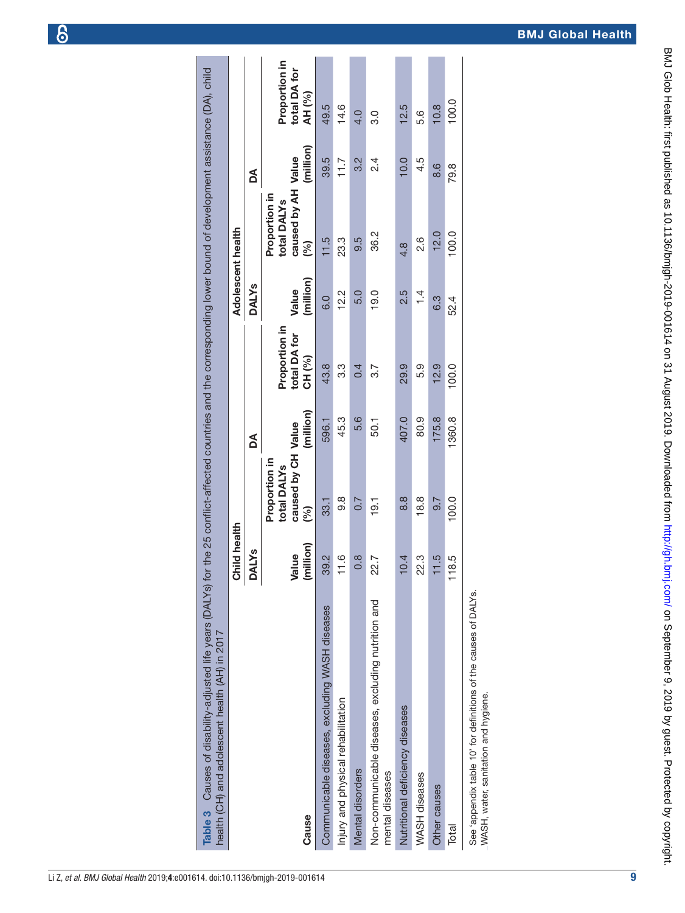**Table 3** Causes of disability-adjusted life years (DALYs) for the 25 conflict-affected countries and the corresponding lower bound of development assistance (DA), child health (CH) and adolescent health (AH) in 2017

| Cause | Child health | | | | Adolescent health | | | |
|---|---|---|---|---|---|---|---|---|
| | DALYs | | DA | | DALYs | | DA | |
| | Value (million) | Proportion in total DALYs caused by CH (%) | Value (million) | Proportion in total DA for CH (%) | Value (million) | Proportion in total DALYs caused by AH (%) | Value (million) | Proportion in total DA for AH (%) |
| Communicable diseases, excluding WASH diseases | 39.2 | 33.1 | 596.1 | 43.8 | 6.0 | 11.5 | 39.5 | 49.5 |
| Injury and physical rehabilitation | 11.6 | 9.8 | 45.3 | 3.3 | 12.2 | 23.3 | 11.7 | 14.6 |
| Mental disorders | 0.8 | 0.7 | 5.6 | 0.4 | 5.0 | 9.5 | 3.2 | 4.0 |
| Non-communicable diseases, excluding nutrition and mental diseases | 22.7 | 19.1 | 50.1 | 3.7 | 19.0 | 36.2 | 2.4 | 3.0 |
| Nutritional deficiency diseases | 10.4 | 8.8 | 407.0 | 29.9 | 2.5 | 4.8 | 10.0 | 12.5 |
| WASH diseases | 22.3 | 18.8 | 80.9 | 5.9 | 1.4 | 2.6 | 4.5 | 5.6 |
| Other causes | 11.5 | 9.7 | 175.8 | 12.9 | 6.3 | 12.0 | 8.6 | 10.8 |
| Total | 118.5 | 100.0 | 1360.8 | 100.0 | 52.4 | 100.0 | 79.8 | 100.0 |

See 'appendix table 10' for definitions of the causes of DALYs.
WASH, water, sanitation and hygiene.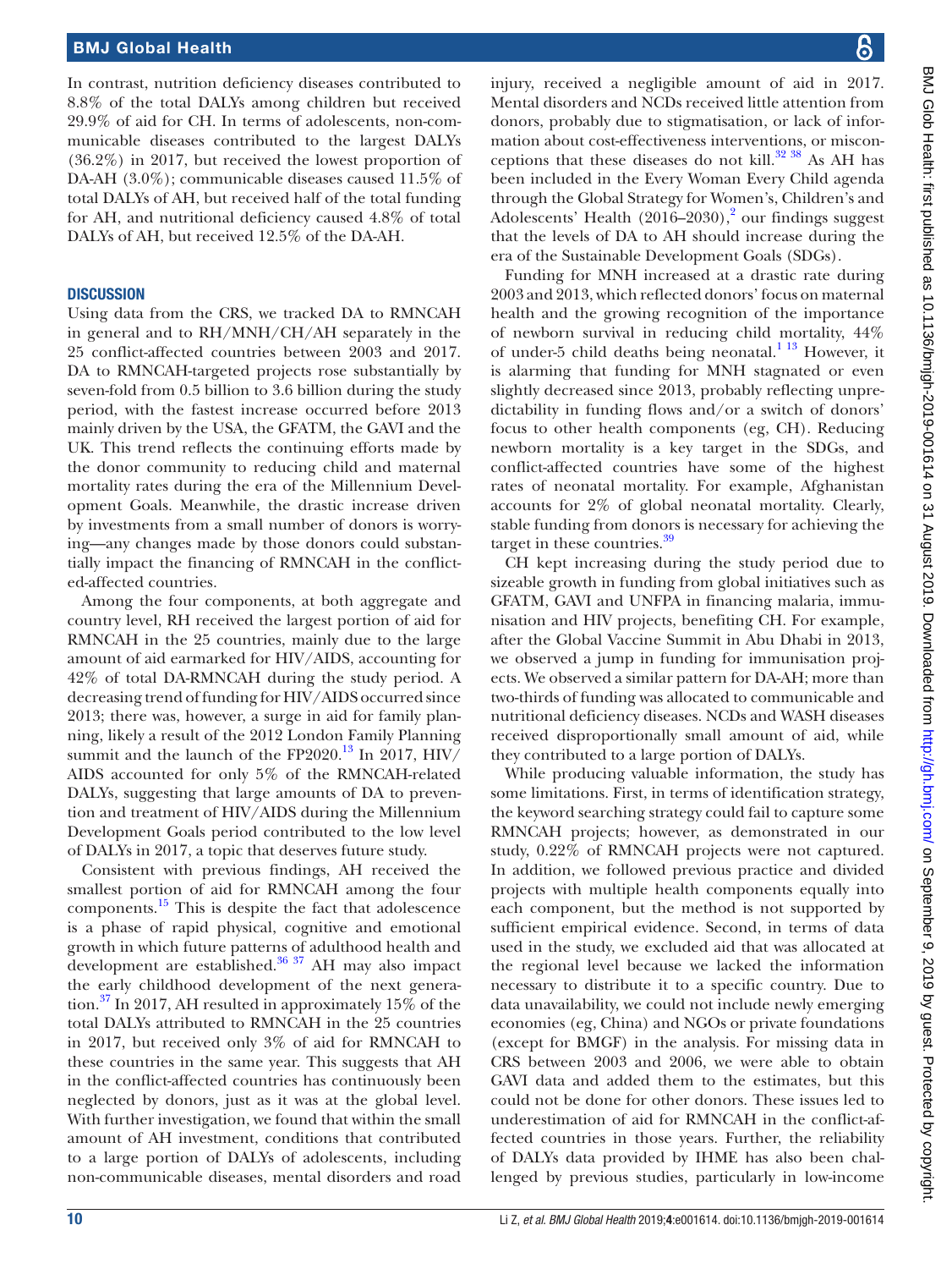In contrast, nutrition deficiency diseases contributed to 8.8% of the total DALYs among children but received 29.9% of aid for CH. In terms of adolescents, non-communicable diseases contributed to the largest DALYs (36.2%) in 2017, but received the lowest proportion of DA-AH (3.0%); communicable diseases caused 11.5% of total DALYs of AH, but received half of the total funding for AH, and nutritional deficiency caused 4.8% of total DALYs of AH, but received 12.5% of the DA-AH.

## DISCUSSION

Using data from the CRS, we tracked DA to RMNCAH in general and to RH/MNH/CH/AH separately in the 25 conflict-affected countries between 2003 and 2017. DA to RMNCAH-targeted projects rose substantially by seven-fold from 0.5 billion to 3.6 billion during the study period, with the fastest increase occurred before 2013 mainly driven by the USA, the GFATM, the GAVI and the UK. This trend reflects the continuing efforts made by the donor community to reducing child and maternal mortality rates during the era of the Millennium Development Goals. Meanwhile, the drastic increase driven by investments from a small number of donors is worrying—any changes made by those donors could substantially impact the financing of RMNCAH in the conflicted-affected countries.

Among the four components, at both aggregate and country level, RH received the largest portion of aid for RMNCAH in the 25 countries, mainly due to the large amount of aid earmarked for HIV/AIDS, accounting for 42% of total DA-RMNCAH during the study period. A decreasing trend of funding for HIV/AIDS occurred since 2013; there was, however, a surge in aid for family planning, likely a result of the 2012 London Family Planning summit and the launch of the FP2020.[13] In 2017, HIV/AIDS accounted for only 5% of the RMNCAH-related DALYs, suggesting that large amounts of DA to prevention and treatment of HIV/AIDS during the Millennium Development Goals period contributed to the low level of DALYs in 2017, a topic that deserves future study.

Consistent with previous findings, AH received the smallest portion of aid for RMNCAH among the four components.[15] This is despite the fact that adolescence is a phase of rapid physical, cognitive and emotional growth in which future patterns of adulthood health and development are established.[36 37] AH may also impact the early childhood development of the next generation.[37] In 2017, AH resulted in approximately 15% of the total DALYs attributed to RMNCAH in the 25 countries in 2017, but received only 3% of aid for RMNCAH to these countries in the same year. This suggests that AH in the conflict-affected countries has continuously been neglected by donors, just as it was at the global level. With further investigation, we found that within the small amount of AH investment, conditions that contributed to a large portion of DALYs of adolescents, including non-communicable diseases, mental disorders and road injury, received a negligible amount of aid in 2017. Mental disorders and NCDs received little attention from donors, probably due to stigmatisation, or lack of information about cost-effectiveness interventions, or misconceptions that these diseases do not kill.[32 38] As AH has been included in the Every Woman Every Child agenda through the Global Strategy for Women's, Children's and Adolescents' Health (2016–2030),[2] our findings suggest that the levels of DA to AH should increase during the era of the Sustainable Development Goals (SDGs).

Funding for MNH increased at a drastic rate during 2003 and 2013, which reflected donors' focus on maternal health and the growing recognition of the importance of newborn survival in reducing child mortality, 44% of under-5 child deaths being neonatal.[1 13] However, it is alarming that funding for MNH stagnated or even slightly decreased since 2013, probably reflecting unpredictability in funding flows and/or a switch of donors' focus to other health components (eg, CH). Reducing newborn mortality is a key target in the SDGs, and conflict-affected countries have some of the highest rates of neonatal mortality. For example, Afghanistan accounts for 2% of global neonatal mortality. Clearly, stable funding from donors is necessary for achieving the target in these countries.[39]

CH kept increasing during the study period due to sizeable growth in funding from global initiatives such as GFATM, GAVI and UNFPA in financing malaria, immunisation and HIV projects, benefiting CH. For example, after the Global Vaccine Summit in Abu Dhabi in 2013, we observed a jump in funding for immunisation projects. We observed a similar pattern for DA-AH; more than two-thirds of funding was allocated to communicable and nutritional deficiency diseases. NCDs and WASH diseases received disproportionally small amount of aid, while they contributed to a large portion of DALYs.

While producing valuable information, the study has some limitations. First, in terms of identification strategy, the keyword searching strategy could fail to capture some RMNCAH projects; however, as demonstrated in our study, 0.22% of RMNCAH projects were not captured. In addition, we followed previous practice and divided projects with multiple health components equally into each component, but the method is not supported by sufficient empirical evidence. Second, in terms of data used in the study, we excluded aid that was allocated at the regional level because we lacked the information necessary to distribute it to a specific country. Due to data unavailability, we could not include newly emerging economies (eg, China) and NGOs or private foundations (except for BMGF) in the analysis. For missing data in CRS between 2003 and 2006, we were able to obtain GAVI data and added them to the estimates, but this could not be done for other donors. These issues led to underestimation of aid for RMNCAH in the conflict-affected countries in those years. Further, the reliability of DALYs data provided by IHME has also been challenged by previous studies, particularly in low-income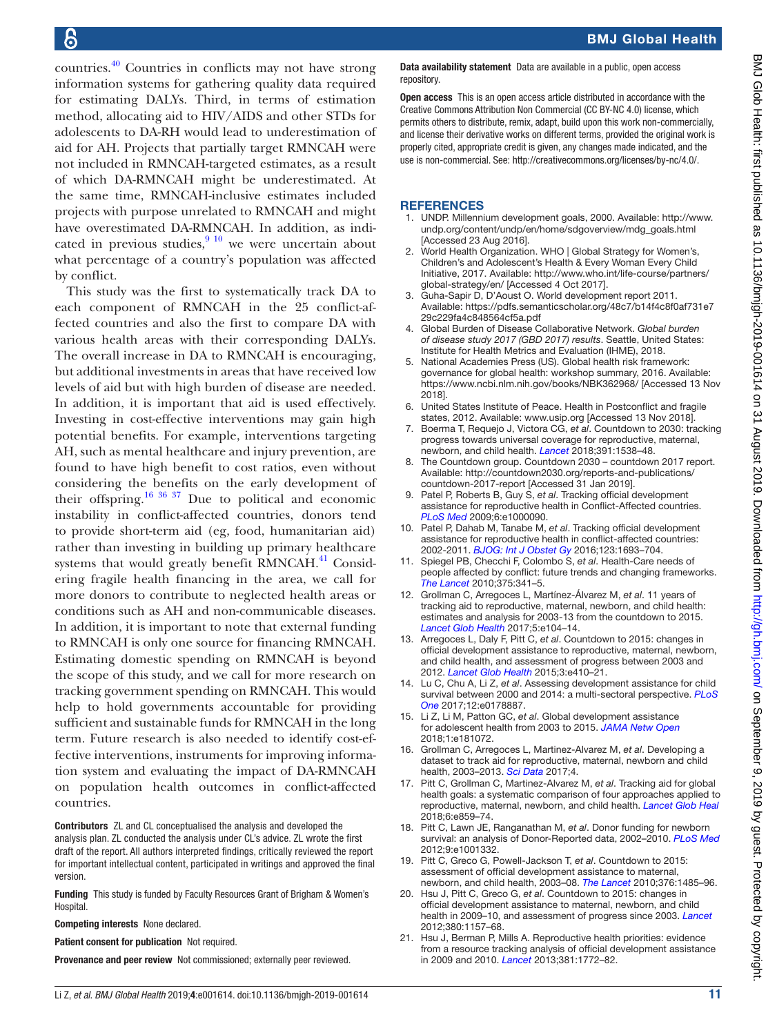countries.[40] Countries in conflicts may not have strong information systems for gathering quality data required for estimating DALYs. Third, in terms of estimation method, allocating aid to HIV/AIDS and other STDs for adolescents to DA-RH would lead to underestimation of aid for AH. Projects that partially target RMNCAH were not included in RMNCAH-targeted estimates, as a result of which DA-RMNCAH might be underestimated. At the same time, RMNCAH-inclusive estimates included projects with purpose unrelated to RMNCAH and might have overestimated DA-RMNCAH. In addition, as indicated in previous studies,[9 10] we were uncertain about what percentage of a country's population was affected by conflict.

This study was the first to systematically track DA to each component of RMNCAH in the 25 conflict-affected countries and also the first to compare DA with various health areas with their corresponding DALYs. The overall increase in DA to RMNCAH is encouraging, but additional investments in areas that have received low levels of aid but with high burden of disease are needed. In addition, it is important that aid is used effectively. Investing in cost-effective interventions may gain high potential benefits. For example, interventions targeting AH, such as mental healthcare and injury prevention, are found to have high benefit to cost ratios, even without considering the benefits on the early development of their offspring.[16 36 37] Due to political and economic instability in conflict-affected countries, donors tend to provide short-term aid (eg, food, humanitarian aid) rather than investing in building up primary healthcare systems that would greatly benefit RMNCAH.[41] Considering fragile health financing in the area, we call for more donors to contribute to neglected health areas or conditions such as AH and non-communicable diseases. In addition, it is important to note that external funding to RMNCAH is only one source for financing RMNCAH. Estimating domestic spending on RMNCAH is beyond the scope of this study, and we call for more research on tracking government spending on RMNCAH. This would help to hold governments accountable for providing sufficient and sustainable funds for RMNCAH in the long term. Future research is also needed to identify cost-effective interventions, instruments for improving information system and evaluating the impact of DA-RMNCAH on population health outcomes in conflict-affected countries.

**Contributors** ZL and CL conceptualised the analysis and developed the analysis plan. ZL conducted the analysis under CL's advice. ZL wrote the first draft of the report. All authors interpreted findings, critically reviewed the report for important intellectual content, participated in writings and approved the final version.

**Funding** This study is funded by Faculty Resources Grant of Brigham & Women's Hospital.

**Competing interests** None declared.

**Patient consent for publication** Not required.

**Provenance and peer review** Not commissioned; externally peer reviewed.

**Data availability statement** Data are available in a public, open access repository.

**Open access** This is an open access article distributed in accordance with the Creative Commons Attribution Non Commercial (CC BY-NC 4.0) license, which permits others to distribute, remix, adapt, build upon this work non-commercially, and license their derivative works on different terms, provided the original work is properly cited, appropriate credit is given, any changes made indicated, and the use is non-commercial. See: http://creativecommons.org/licenses/by-nc/4.0/.

## REFERENCES

1. UNDP. Millennium development goals, 2000. Available: http://www.undp.org/content/undp/en/home/sdgoverview/mdg_goals.html [Accessed 23 Aug 2016].
2. World Health Organization. WHO | Global Strategy for Women's, Children's and Adolescent's Health & Every Woman Every Child Initiative, 2017. Available: http://www.who.int/life-course/partners/global-strategy/en/ [Accessed 4 Oct 2017].
3. Guha-Sapir D, D'Aoust O. World development report 2011. Available: https://pdfs.semanticscholar.org/48c7/b14f4c8f0af731e729c229fa4c848564cf5a.pdf
4. Global Burden of Disease Collaborative Network. *Global burden of disease study 2017 (GBD 2017) results*. Seattle, United States: Institute for Health Metrics and Evaluation (IHME), 2018.
5. National Academies Press (US). Global health risk framework: governance for global health: workshop summary, 2016. Available: https://www.ncbi.nlm.nih.gov/books/NBK362968/ [Accessed 13 Nov 2018].
6. United States Institute of Peace. Health in Postconflict and fragile states, 2012. Available: www.usip.org [Accessed 13 Nov 2018].
7. Boerma T, Requejo J, Victora CG, *et al*. Countdown to 2030: tracking progress towards universal coverage for reproductive, maternal, newborn, and child health. *Lancet* 2018;391:1538–48.
8. The Countdown group. Countdown 2030 – countdown 2017 report. Available: http://countdown2030.org/reports-and-publications/countdown-2017-report [Accessed 31 Jan 2019].
9. Patel P, Roberts B, Guy S, *et al*. Tracking official development assistance for reproductive health in Conflict-Affected countries. *PLoS Med* 2009;6:e1000090.
10. Patel P, Dahab M, Tanabe M, *et al*. Tracking official development assistance for reproductive health in conflict-affected countries: 2002-2011. *BJOG: Int J Obstet Gy* 2016;123:1693–704.
11. Spiegel PB, Checchi F, Colombo S, *et al*. Health-Care needs of people affected by conflict: future trends and changing frameworks. *The Lancet* 2010;375:341–5.
12. Grollman C, Arregoces L, Martínez-Álvarez M, *et al*. 11 years of tracking aid to reproductive, maternal, newborn, and child health: estimates and analysis for 2003-13 from the countdown to 2015. *Lancet Glob Health* 2017;5:e104–14.
13. Arregoces L, Daly F, Pitt C, *et al*. Countdown to 2015: changes in official development assistance to reproductive, maternal, newborn, and child health, and assessment of progress between 2003 and 2012. *Lancet Glob Health* 2015;3:e410–21.
14. Lu C, Chu A, Li Z, *et al*. Assessing development assistance for child survival between 2000 and 2014: a multi-sectoral perspective. *PLoS One* 2017;12:e0178887.
15. Li Z, Li M, Patton GC, *et al*. Global development assistance for adolescent health from 2003 to 2015. *JAMA Netw Open* 2018;1:e181072.
16. Grollman C, Arregoces L, Martinez-Alvarez M, *et al*. Developing a dataset to track aid for reproductive, maternal, newborn and child health, 2003–2013. *Sci Data* 2017;4.
17. Pitt C, Grollman C, Martinez-Alvarez M, *et al*. Tracking aid for global health goals: a systematic comparison of four approaches applied to reproductive, maternal, newborn, and child health. *Lancet Glob Heal* 2018;6:e859–74.
18. Pitt C, Lawn JE, Ranganathan M, *et al*. Donor funding for newborn survival: an analysis of Donor-Reported data, 2002–2010. *PLoS Med* 2012;9:e1001332.
19. Pitt C, Greco G, Powell-Jackson T, *et al*. Countdown to 2015: assessment of official development assistance to maternal, newborn, and child health, 2003–08. *The Lancet* 2010;376:1485–96.
20. Hsu J, Pitt C, Greco G, *et al*. Countdown to 2015: changes in official development assistance to maternal, newborn, and child health in 2009–10, and assessment of progress since 2003. *Lancet* 2012;380:1157–68.
21. Hsu J, Berman P, Mills A. Reproductive health priorities: evidence from a resource tracking analysis of official development assistance in 2009 and 2010. *Lancet* 2013;381:1772–82.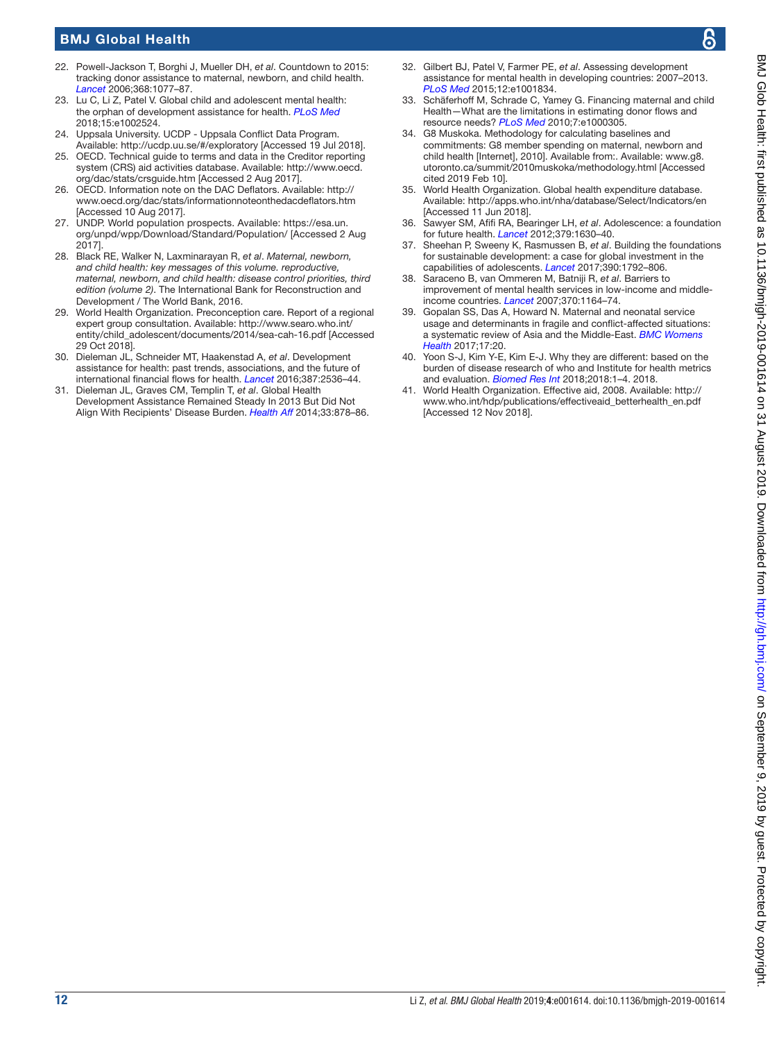22. Powell-Jackson T, Borghi J, Mueller DH, *et al*. Countdown to 2015: tracking donor assistance to maternal, newborn, and child health. *Lancet* 2006;368:1077–87.
23. Lu C, Li Z, Patel V. Global child and adolescent mental health: the orphan of development assistance for health. *PLoS Med* 2018;15:e1002524.
24. Uppsala University. UCDP - Uppsala Conflict Data Program. Available: http://ucdp.uu.se/#/exploratory [Accessed 19 Jul 2018].
25. OECD. Technical guide to terms and data in the Creditor reporting system (CRS) aid activities database. Available: http://www.oecd.org/dac/stats/crsguide.htm [Accessed 2 Aug 2017].
26. OECD. Information note on the DAC Deflators. Available: http://www.oecd.org/dac/stats/informationnoteonthedacdeflators.htm [Accessed 10 Aug 2017].
27. UNDP. World population prospects. Available: https://esa.un.org/unpd/wpp/Download/Standard/Population/ [Accessed 2 Aug 2017].
28. Black RE, Walker N, Laxminarayan R, *et al*. *Maternal, newborn, and child health: key messages of this volume. reproductive, maternal, newborn, and child health: disease control priorities, third edition (volume 2)*. The International Bank for Reconstruction and Development / The World Bank, 2016.
29. World Health Organization. Preconception care. Report of a regional expert group consultation. Available: http://www.searo.who.int/entity/child_adolescent/documents/2014/sea-cah-16.pdf [Accessed 29 Oct 2018].
30. Dieleman JL, Schneider MT, Haakenstad A, *et al*. Development assistance for health: past trends, associations, and the future of international financial flows for health. *Lancet* 2016;387:2536–44.
31. Dieleman JL, Graves CM, Templin T, *et al*. Global Health Development Assistance Remained Steady In 2013 But Did Not Align With Recipients' Disease Burden. *Health Aff* 2014;33:878–86.
32. Gilbert BJ, Patel V, Farmer PE, *et al*. Assessing development assistance for mental health in developing countries: 2007–2013. *PLoS Med* 2015;12:e1001834.
33. Schäferhoff M, Schrade C, Yamey G. Financing maternal and child Health—What are the limitations in estimating donor flows and resource needs? *PLoS Med* 2010;7:e1000305.
34. G8 Muskoka. Methodology for calculating baselines and commitments: G8 member spending on maternal, newborn and child health [Internet], 2010]. Available from:. Available: www.g8.utoronto.ca/summit/2010muskoka/methodology.html [Accessed cited 2019 Feb 10].
35. World Health Organization. Global health expenditure database. Available: http://apps.who.int/nha/database/Select/Indicators/en [Accessed 11 Jun 2018].
36. Sawyer SM, Afifi RA, Bearinger LH, *et al*. Adolescence: a foundation for future health. *Lancet* 2012;379:1630–40.
37. Sheehan P, Sweeny K, Rasmussen B, *et al*. Building the foundations for sustainable development: a case for global investment in the capabilities of adolescents. *Lancet* 2017;390:1792–806.
38. Saraceno B, van Ommeren M, Batniji R, *et al*. Barriers to improvement of mental health services in low-income and middle-income countries. *Lancet* 2007;370:1164–74.
39. Gopalan SS, Das A, Howard N. Maternal and neonatal service usage and determinants in fragile and conflict-affected situations: a systematic review of Asia and the Middle-East. *BMC Womens Health* 2017;17:20.
40. Yoon S-J, Kim Y-E, Kim E-J. Why they are different: based on the burden of disease research of who and Institute for health metrics and evaluation. *Biomed Res Int* 2018;2018:1–4. 2018.
41. World Health Organization. Effective aid, 2008. Available: http://www.who.int/hdp/publications/effectiveaid_betterhealth_en.pdf [Accessed 12 Nov 2018].